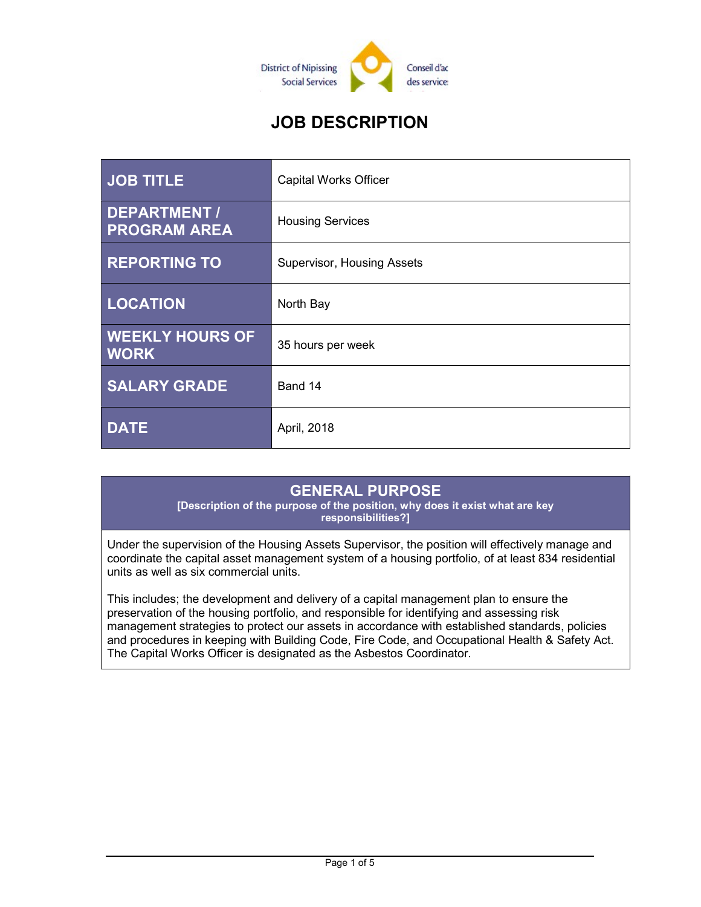District of Nipissing Social Services | Conseil d'ac des service

# JOB DESCRIPTION

| JOB TITLE | Capital Works Officer |
|---|---|
| DEPARTMENT / PROGRAM AREA | Housing Services |
| REPORTING TO | Supervisor, Housing Assets |
| LOCATION | North Bay |
| WEEKLY HOURS OF WORK | 35 hours per week |
| SALARY GRADE | Band 14 |
| DATE | April, 2018 |

## GENERAL PURPOSE

**[Description of the purpose of the position, why does it exist what are key responsibilities?]**

Under the supervision of the Housing Assets Supervisor, the position will effectively manage and coordinate the capital asset management system of a housing portfolio, of at least 834 residential units as well as six commercial units.

This includes; the development and delivery of a capital management plan to ensure the preservation of the housing portfolio, and responsible for identifying and assessing risk management strategies to protect our assets in accordance with established standards, policies and procedures in keeping with Building Code, Fire Code, and Occupational Health & Safety Act. The Capital Works Officer is designated as the Asbestos Coordinator.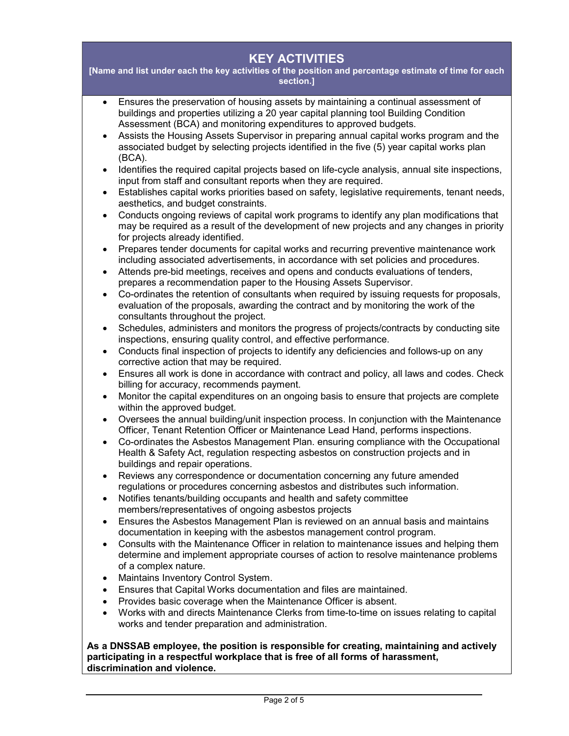## KEY ACTIVITIES

**[Name and list under each the key activities of the position and percentage estimate of time for each section.]**

- Ensures the preservation of housing assets by maintaining a continual assessment of buildings and properties utilizing a 20 year capital planning tool Building Condition Assessment (BCA) and monitoring expenditures to approved budgets.
- Assists the Housing Assets Supervisor in preparing annual capital works program and the associated budget by selecting projects identified in the five (5) year capital works plan (BCA).
- Identifies the required capital projects based on life-cycle analysis, annual site inspections, input from staff and consultant reports when they are required.
- Establishes capital works priorities based on safety, legislative requirements, tenant needs, aesthetics, and budget constraints.
- Conducts ongoing reviews of capital work programs to identify any plan modifications that may be required as a result of the development of new projects and any changes in priority for projects already identified.
- Prepares tender documents for capital works and recurring preventive maintenance work including associated advertisements, in accordance with set policies and procedures.
- Attends pre-bid meetings, receives and opens and conducts evaluations of tenders, prepares a recommendation paper to the Housing Assets Supervisor.
- Co-ordinates the retention of consultants when required by issuing requests for proposals, evaluation of the proposals, awarding the contract and by monitoring the work of the consultants throughout the project.
- Schedules, administers and monitors the progress of projects/contracts by conducting site inspections, ensuring quality control, and effective performance.
- Conducts final inspection of projects to identify any deficiencies and follows-up on any corrective action that may be required.
- Ensures all work is done in accordance with contract and policy, all laws and codes. Check billing for accuracy, recommends payment.
- Monitor the capital expenditures on an ongoing basis to ensure that projects are complete within the approved budget.
- Oversees the annual building/unit inspection process. In conjunction with the Maintenance Officer, Tenant Retention Officer or Maintenance Lead Hand, performs inspections.
- Co-ordinates the Asbestos Management Plan. ensuring compliance with the Occupational Health & Safety Act, regulation respecting asbestos on construction projects and in buildings and repair operations.
- Reviews any correspondence or documentation concerning any future amended regulations or procedures concerning asbestos and distributes such information.
- Notifies tenants/building occupants and health and safety committee members/representatives of ongoing asbestos projects
- Ensures the Asbestos Management Plan is reviewed on an annual basis and maintains documentation in keeping with the asbestos management control program.
- Consults with the Maintenance Officer in relation to maintenance issues and helping them determine and implement appropriate courses of action to resolve maintenance problems of a complex nature.
- Maintains Inventory Control System.
- Ensures that Capital Works documentation and files are maintained.
- Provides basic coverage when the Maintenance Officer is absent.
- Works with and directs Maintenance Clerks from time-to-time on issues relating to capital works and tender preparation and administration.

**As a DNSSAB employee, the position is responsible for creating, maintaining and actively participating in a respectful workplace that is free of all forms of harassment, discrimination and violence.**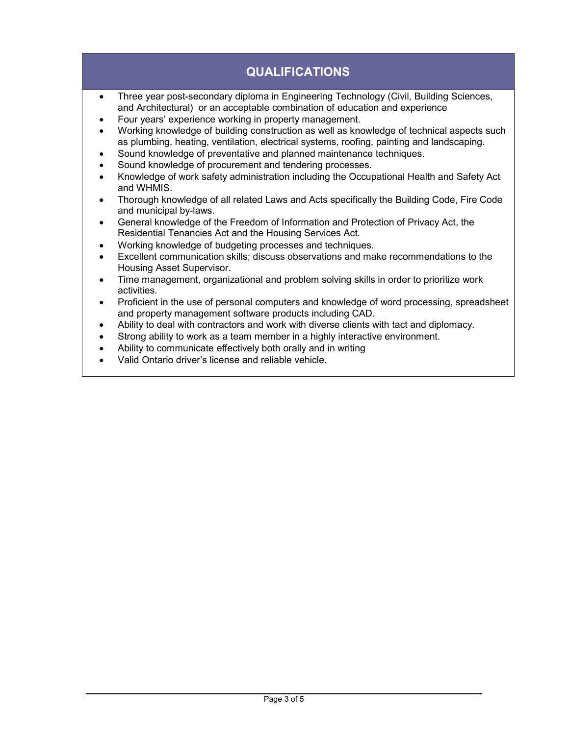## QUALIFICATIONS

- Three year post-secondary diploma in Engineering Technology (Civil, Building Sciences, and Architectural) or an acceptable combination of education and experience
- Four years' experience working in property management.
- Working knowledge of building construction as well as knowledge of technical aspects such as plumbing, heating, ventilation, electrical systems, roofing, painting and landscaping.
- Sound knowledge of preventative and planned maintenance techniques.
- Sound knowledge of procurement and tendering processes.
- Knowledge of work safety administration including the Occupational Health and Safety Act and WHMIS.
- Thorough knowledge of all related Laws and Acts specifically the Building Code, Fire Code and municipal by-laws.
- General knowledge of the Freedom of Information and Protection of Privacy Act, the Residential Tenancies Act and the Housing Services Act.
- Working knowledge of budgeting processes and techniques.
- Excellent communication skills; discuss observations and make recommendations to the Housing Asset Supervisor.
- Time management, organizational and problem solving skills in order to prioritize work activities.
- Proficient in the use of personal computers and knowledge of word processing, spreadsheet and property management software products including CAD.
- Ability to deal with contractors and work with diverse clients with tact and diplomacy.
- Strong ability to work as a team member in a highly interactive environment.
- Ability to communicate effectively both orally and in writing
- Valid Ontario driver's license and reliable vehicle.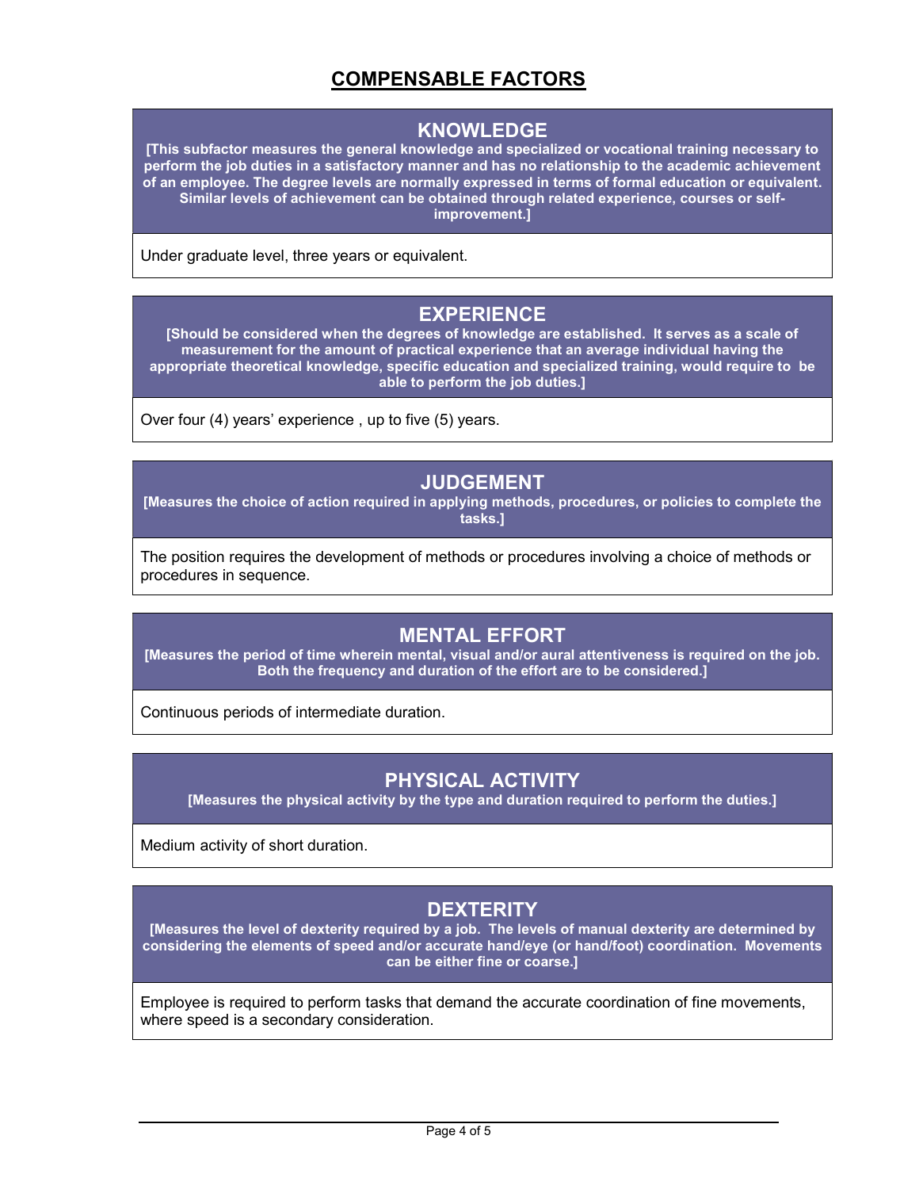# COMPENSABLE FACTORS

## KNOWLEDGE

**[This subfactor measures the general knowledge and specialized or vocational training necessary to perform the job duties in a satisfactory manner and has no relationship to the academic achievement of an employee. The degree levels are normally expressed in terms of formal education or equivalent. Similar levels of achievement can be obtained through related experience, courses or self-improvement.]**

Under graduate level, three years or equivalent.

## EXPERIENCE

**[Should be considered when the degrees of knowledge are established. It serves as a scale of measurement for the amount of practical experience that an average individual having the appropriate theoretical knowledge, specific education and specialized training, would require to be able to perform the job duties.]**

Over four (4) years' experience , up to five (5) years.

## JUDGEMENT

**[Measures the choice of action required in applying methods, procedures, or policies to complete the tasks.]**

The position requires the development of methods or procedures involving a choice of methods or procedures in sequence.

## MENTAL EFFORT

**[Measures the period of time wherein mental, visual and/or aural attentiveness is required on the job. Both the frequency and duration of the effort are to be considered.]**

Continuous periods of intermediate duration.

## PHYSICAL ACTIVITY

**[Measures the physical activity by the type and duration required to perform the duties.]**

Medium activity of short duration.

## DEXTERITY

**[Measures the level of dexterity required by a job. The levels of manual dexterity are determined by considering the elements of speed and/or accurate hand/eye (or hand/foot) coordination. Movements can be either fine or coarse.]**

Employee is required to perform tasks that demand the accurate coordination of fine movements, where speed is a secondary consideration.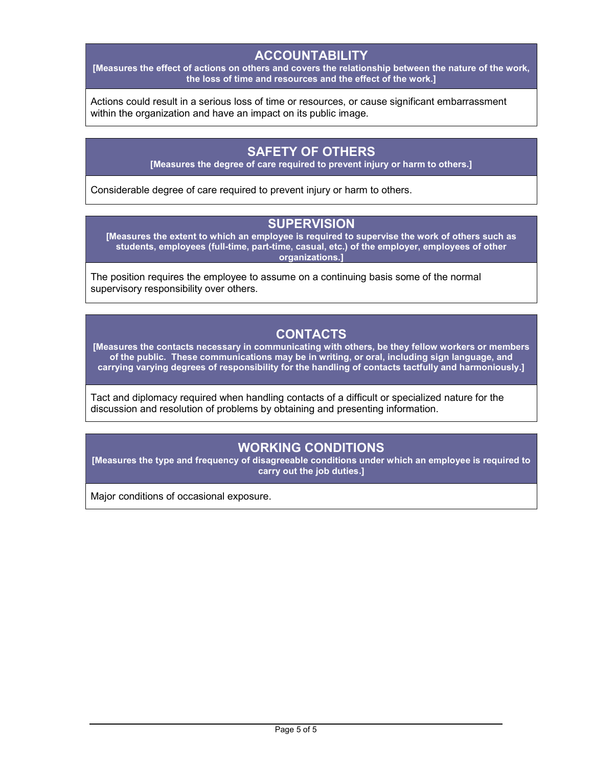## ACCOUNTABILITY

**[Measures the effect of actions on others and covers the relationship between the nature of the work, the loss of time and resources and the effect of the work.]**

Actions could result in a serious loss of time or resources, or cause significant embarrassment within the organization and have an impact on its public image.

## SAFETY OF OTHERS

**[Measures the degree of care required to prevent injury or harm to others.]**

Considerable degree of care required to prevent injury or harm to others.

## SUPERVISION

**[Measures the extent to which an employee is required to supervise the work of others such as students, employees (full-time, part-time, casual, etc.) of the employer, employees of other organizations.]**

The position requires the employee to assume on a continuing basis some of the normal supervisory responsibility over others.

## CONTACTS

**[Measures the contacts necessary in communicating with others, be they fellow workers or members of the public. These communications may be in writing, or oral, including sign language, and carrying varying degrees of responsibility for the handling of contacts tactfully and harmoniously.]**

Tact and diplomacy required when handling contacts of a difficult or specialized nature for the discussion and resolution of problems by obtaining and presenting information.

## WORKING CONDITIONS

**[Measures the type and frequency of disagreeable conditions under which an employee is required to carry out the job duties.]**

Major conditions of occasional exposure.